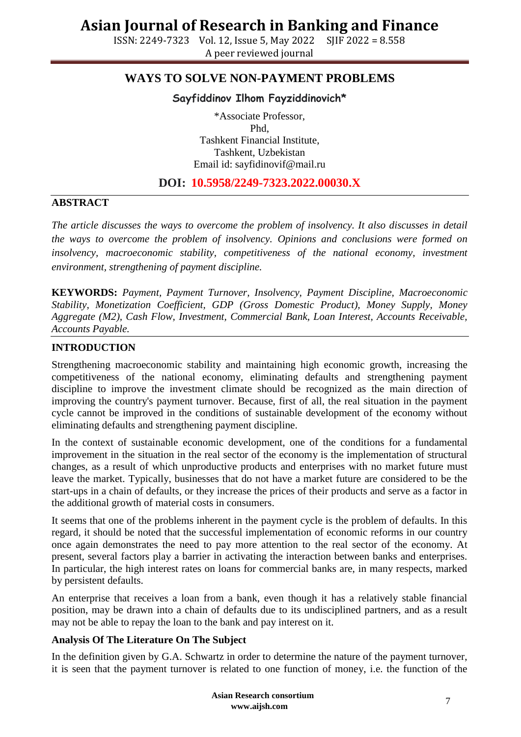# WAYS TO SOLVE NON-PAYMENT PROBLEMS

**Sayfiddinov Ilhom Fayziddinovich***

*Associate Professor,
Phd,
Tashkent Financial Institute,
Tashkent, Uzbekistan
Email id: sayfidinovif@mail.ru

**DOI: 10.5958/2249-7323.2022.00030.X**

## ABSTRACT

*The article discusses the ways to overcome the problem of insolvency. It also discusses in detail the ways to overcome the problem of insolvency. Opinions and conclusions were formed on insolvency, macroeconomic stability, competitiveness of the national economy, investment environment, strengthening of payment discipline.*

**KEYWORDS:** *Payment, Payment Turnover, Insolvency, Payment Discipline, Macroeconomic Stability, Monetization Coefficient, GDP (Gross Domestic Product), Money Supply, Money Aggregate (M2), Cash Flow, Investment, Commercial Bank, Loan Interest, Accounts Receivable, Accounts Payable.*

## INTRODUCTION

Strengthening macroeconomic stability and maintaining high economic growth, increasing the competitiveness of the national economy, eliminating defaults and strengthening payment discipline to improve the investment climate should be recognized as the main direction of improving the country's payment turnover. Because, first of all, the real situation in the payment cycle cannot be improved in the conditions of sustainable development of the economy without eliminating defaults and strengthening payment discipline.

In the context of sustainable economic development, one of the conditions for a fundamental improvement in the situation in the real sector of the economy is the implementation of structural changes, as a result of which unproductive products and enterprises with no market future must leave the market. Typically, businesses that do not have a market future are considered to be the start-ups in a chain of defaults, or they increase the prices of their products and serve as a factor in the additional growth of material costs in consumers.

It seems that one of the problems inherent in the payment cycle is the problem of defaults. In this regard, it should be noted that the successful implementation of economic reforms in our country once again demonstrates the need to pay more attention to the real sector of the economy. At present, several factors play a barrier in activating the interaction between banks and enterprises. In particular, the high interest rates on loans for commercial banks are, in many respects, marked by persistent defaults.

An enterprise that receives a loan from a bank, even though it has a relatively stable financial position, may be drawn into a chain of defaults due to its undisciplined partners, and as a result may not be able to repay the loan to the bank and pay interest on it.

### Analysis Of The Literature On The Subject

In the definition given by G.A. Schwartz in order to determine the nature of the payment turnover, it is seen that the payment turnover is related to one function of money, i.e. the function of the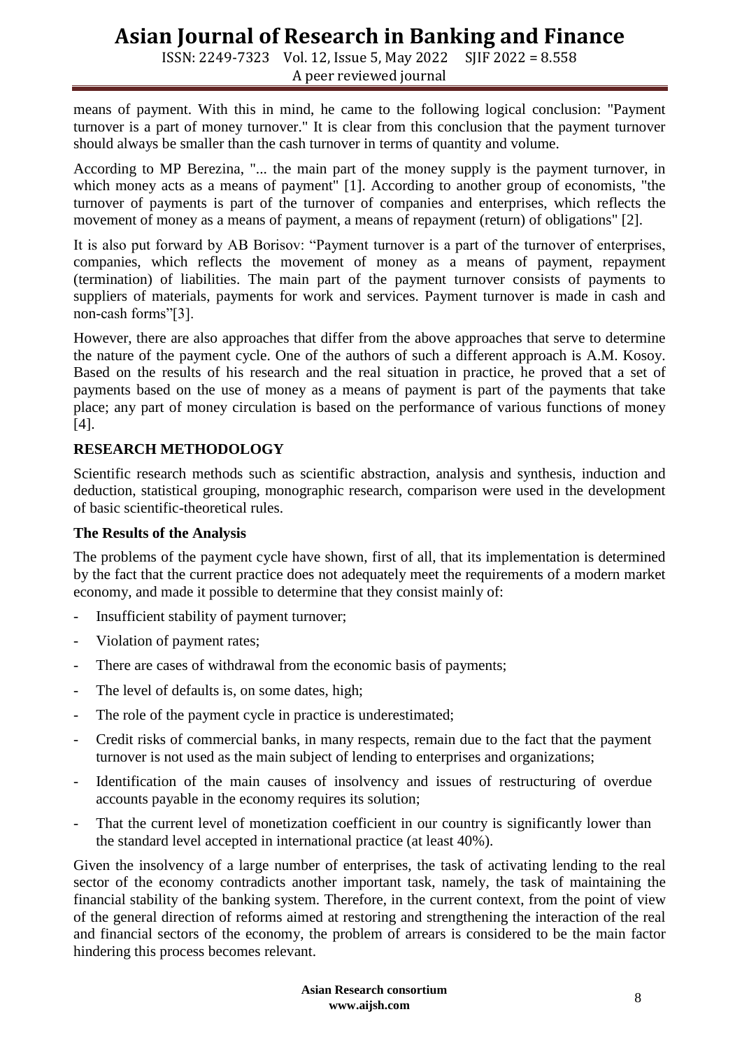means of payment. With this in mind, he came to the following logical conclusion: "Payment turnover is a part of money turnover." It is clear from this conclusion that the payment turnover should always be smaller than the cash turnover in terms of quantity and volume.

According to MP Berezina, "... the main part of the money supply is the payment turnover, in which money acts as a means of payment" [1]. According to another group of economists, "the turnover of payments is part of the turnover of companies and enterprises, which reflects the movement of money as a means of payment, a means of repayment (return) of obligations" [2].

It is also put forward by AB Borisov: "Payment turnover is a part of the turnover of enterprises, companies, which reflects the movement of money as a means of payment, repayment (termination) of liabilities. The main part of the payment turnover consists of payments to suppliers of materials, payments for work and services. Payment turnover is made in cash and non-cash forms"[3].

However, there are also approaches that differ from the above approaches that serve to determine the nature of the payment cycle. One of the authors of such a different approach is A.M. Kosoy. Based on the results of his research and the real situation in practice, he proved that a set of payments based on the use of money as a means of payment is part of the payments that take place; any part of money circulation is based on the performance of various functions of money [4].

## RESEARCH METHODOLOGY

Scientific research methods such as scientific abstraction, analysis and synthesis, induction and deduction, statistical grouping, monographic research, comparison were used in the development of basic scientific-theoretical rules.

### The Results of the Analysis

The problems of the payment cycle have shown, first of all, that its implementation is determined by the fact that the current practice does not adequately meet the requirements of a modern market economy, and made it possible to determine that they consist mainly of:

- Insufficient stability of payment turnover;
- Violation of payment rates;
- There are cases of withdrawal from the economic basis of payments;
- The level of defaults is, on some dates, high;
- The role of the payment cycle in practice is underestimated;
- Credit risks of commercial banks, in many respects, remain due to the fact that the payment turnover is not used as the main subject of lending to enterprises and organizations;
- Identification of the main causes of insolvency and issues of restructuring of overdue accounts payable in the economy requires its solution;
- That the current level of monetization coefficient in our country is significantly lower than the standard level accepted in international practice (at least 40%).

Given the insolvency of a large number of enterprises, the task of activating lending to the real sector of the economy contradicts another important task, namely, the task of maintaining the financial stability of the banking system. Therefore, in the current context, from the point of view of the general direction of reforms aimed at restoring and strengthening the interaction of the real and financial sectors of the economy, the problem of arrears is considered to be the main factor hindering this process becomes relevant.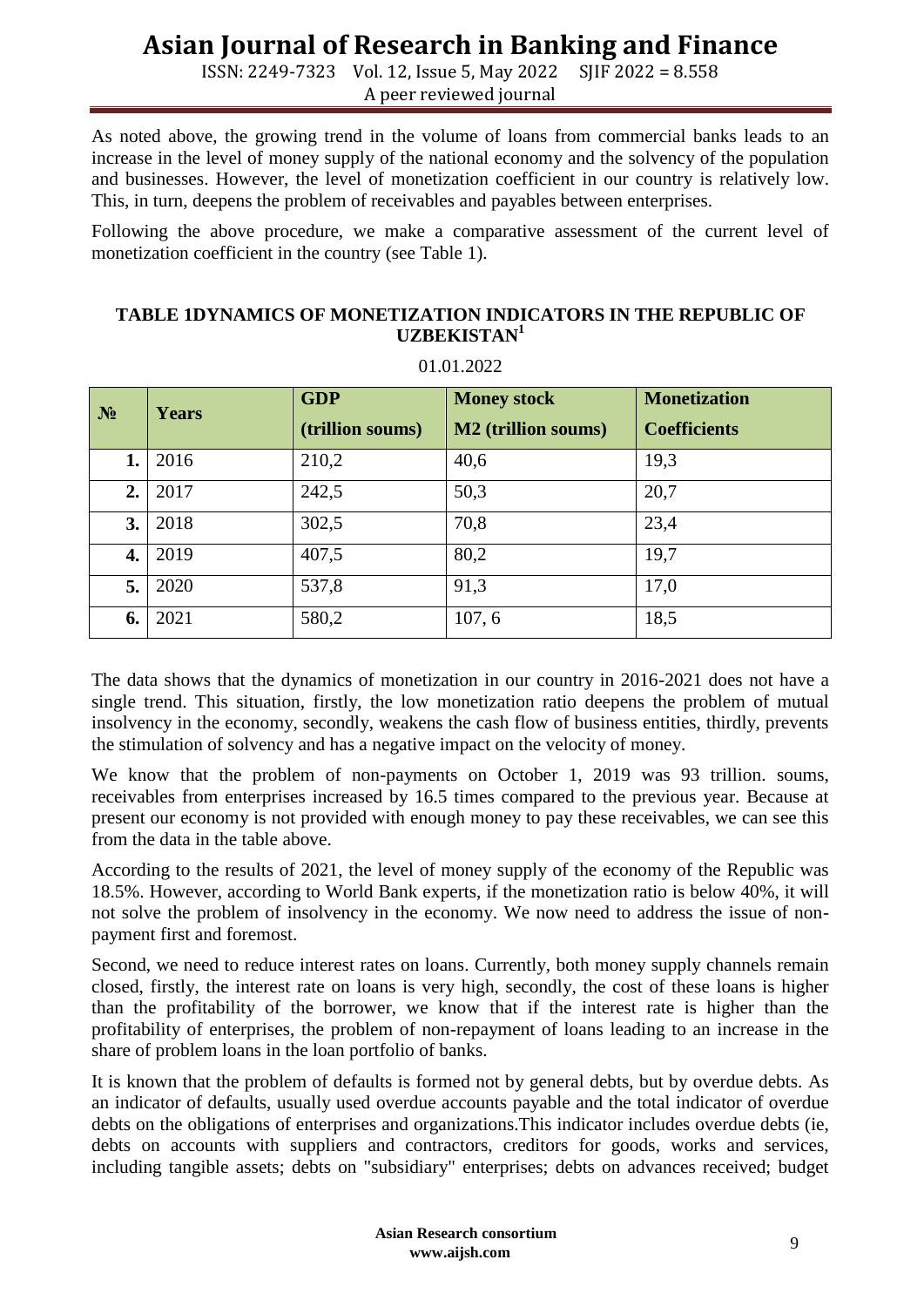As noted above, the growing trend in the volume of loans from commercial banks leads to an increase in the level of money supply of the national economy and the solvency of the population and businesses. However, the level of monetization coefficient in our country is relatively low. This, in turn, deepens the problem of receivables and payables between enterprises.

Following the above procedure, we make a comparative assessment of the current level of monetization coefficient in the country (see Table 1).

**TABLE 1DYNAMICS OF MONETIZATION INDICATORS IN THE REPUBLIC OF UZBEKISTAN[1]**

01.01.2022

| № | Years | GDP (trillion soums) | Money stock M2 (trillion soums) | Monetization Coefficients |
|---|---|---|---|---|
| 1. | 2016 | 210,2 | 40,6 | 19,3 |
| 2. | 2017 | 242,5 | 50,3 | 20,7 |
| 3. | 2018 | 302,5 | 70,8 | 23,4 |
| 4. | 2019 | 407,5 | 80,2 | 19,7 |
| 5. | 2020 | 537,8 | 91,3 | 17,0 |
| 6. | 2021 | 580,2 | 107, 6 | 18,5 |

The data shows that the dynamics of monetization in our country in 2016-2021 does not have a single trend. This situation, firstly, the low monetization ratio deepens the problem of mutual insolvency in the economy, secondly, weakens the cash flow of business entities, thirdly, prevents the stimulation of solvency and has a negative impact on the velocity of money.

We know that the problem of non-payments on October 1, 2019 was 93 trillion. soums, receivables from enterprises increased by 16.5 times compared to the previous year. Because at present our economy is not provided with enough money to pay these receivables, we can see this from the data in the table above.

According to the results of 2021, the level of money supply of the economy of the Republic was 18.5%. However, according to World Bank experts, if the monetization ratio is below 40%, it will not solve the problem of insolvency in the economy. We now need to address the issue of non-payment first and foremost.

Second, we need to reduce interest rates on loans. Currently, both money supply channels remain closed, firstly, the interest rate on loans is very high, secondly, the cost of these loans is higher than the profitability of the borrower, we know that if the interest rate is higher than the profitability of enterprises, the problem of non-repayment of loans leading to an increase in the share of problem loans in the loan portfolio of banks.

It is known that the problem of defaults is formed not by general debts, but by overdue debts. As an indicator of defaults, usually used overdue accounts payable and the total indicator of overdue debts on the obligations of enterprises and organizations.This indicator includes overdue debts (ie, debts on accounts with suppliers and contractors, creditors for goods, works and services, including tangible assets; debts on "subsidiary" enterprises; debts on advances received; budget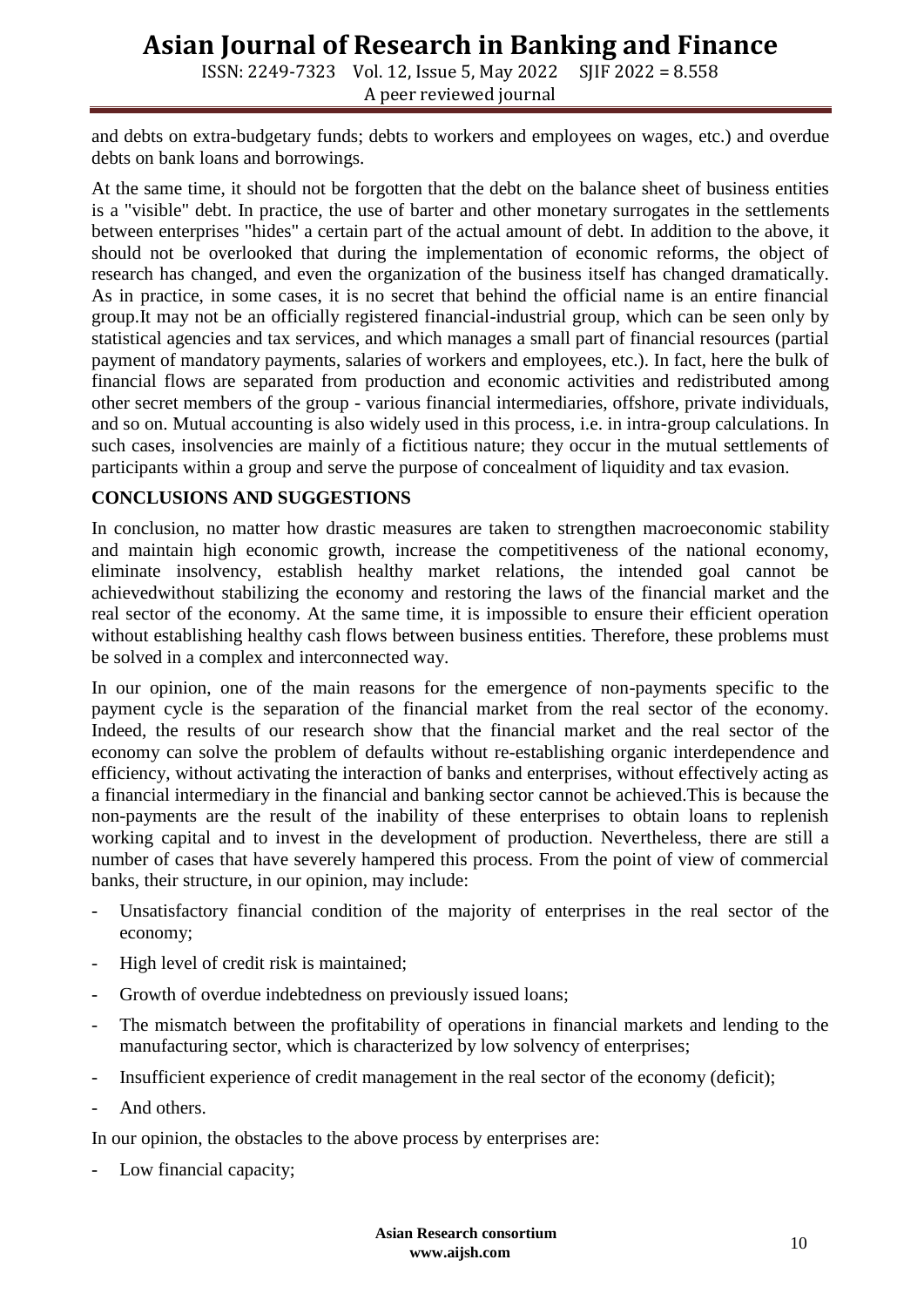and debts on extra-budgetary funds; debts to workers and employees on wages, etc.) and overdue debts on bank loans and borrowings.

At the same time, it should not be forgotten that the debt on the balance sheet of business entities is a "visible" debt. In practice, the use of barter and other monetary surrogates in the settlements between enterprises "hides" a certain part of the actual amount of debt. In addition to the above, it should not be overlooked that during the implementation of economic reforms, the object of research has changed, and even the organization of the business itself has changed dramatically. As in practice, in some cases, it is no secret that behind the official name is an entire financial group.It may not be an officially registered financial-industrial group, which can be seen only by statistical agencies and tax services, and which manages a small part of financial resources (partial payment of mandatory payments, salaries of workers and employees, etc.). In fact, here the bulk of financial flows are separated from production and economic activities and redistributed among other secret members of the group - various financial intermediaries, offshore, private individuals, and so on. Mutual accounting is also widely used in this process, i.e. in intra-group calculations. In such cases, insolvencies are mainly of a fictitious nature; they occur in the mutual settlements of participants within a group and serve the purpose of concealment of liquidity and tax evasion.

## CONCLUSIONS AND SUGGESTIONS

In conclusion, no matter how drastic measures are taken to strengthen macroeconomic stability and maintain high economic growth, increase the competitiveness of the national economy, eliminate insolvency, establish healthy market relations, the intended goal cannot be achievedwithout stabilizing the economy and restoring the laws of the financial market and the real sector of the economy. At the same time, it is impossible to ensure their efficient operation without establishing healthy cash flows between business entities. Therefore, these problems must be solved in a complex and interconnected way.

In our opinion, one of the main reasons for the emergence of non-payments specific to the payment cycle is the separation of the financial market from the real sector of the economy. Indeed, the results of our research show that the financial market and the real sector of the economy can solve the problem of defaults without re-establishing organic interdependence and efficiency, without activating the interaction of banks and enterprises, without effectively acting as a financial intermediary in the financial and banking sector cannot be achieved.This is because the non-payments are the result of the inability of these enterprises to obtain loans to replenish working capital and to invest in the development of production. Nevertheless, there are still a number of cases that have severely hampered this process. From the point of view of commercial banks, their structure, in our opinion, may include:

- Unsatisfactory financial condition of the majority of enterprises in the real sector of the economy;
- High level of credit risk is maintained;
- Growth of overdue indebtedness on previously issued loans;
- The mismatch between the profitability of operations in financial markets and lending to the manufacturing sector, which is characterized by low solvency of enterprises;
- Insufficient experience of credit management in the real sector of the economy (deficit);
- And others.

In our opinion, the obstacles to the above process by enterprises are:

- Low financial capacity;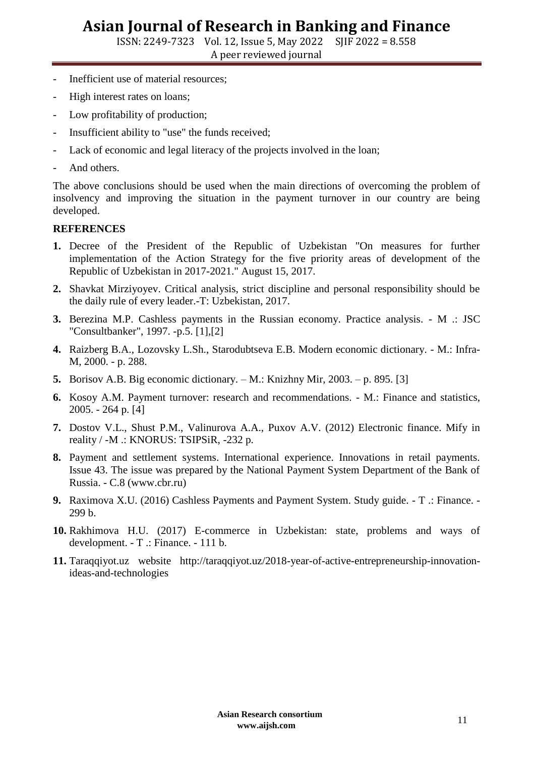- Inefficient use of material resources;
- High interest rates on loans;
- Low profitability of production;
- Insufficient ability to "use" the funds received;
- Lack of economic and legal literacy of the projects involved in the loan;
- And others.

The above conclusions should be used when the main directions of overcoming the problem of insolvency and improving the situation in the payment turnover in our country are being developed.

**REFERENCES**

1. Decree of the President of the Republic of Uzbekistan "On measures for further implementation of the Action Strategy for the five priority areas of development of the Republic of Uzbekistan in 2017-2021." August 15, 2017.
2. Shavkat Mirziyoyev. Critical analysis, strict discipline and personal responsibility should be the daily rule of every leader.-T: Uzbekistan, 2017.
3. Berezina M.P. Cashless payments in the Russian economy. Practice analysis. - M .: JSC "Consultbanker", 1997. -p.5. [1],[2]
4. Raizberg B.A., Lozovsky L.Sh., Starodubtseva E.B. Modern economic dictionary. - M.: Infra-M, 2000. - p. 288.
5. Borisov A.B. Big economic dictionary. – M.: Knizhny Mir, 2003. – p. 895. [3]
6. Kosoy A.M. Payment turnover: research and recommendations. - M.: Finance and statistics, 2005. - 264 p. [4]
7. Dostov V.L., Shust P.M., Valinurova A.A., Puxov A.V. (2012) Electronic finance. Mify in reality / -M .: KNORUS: TSIPSiR, -232 p.
8. Payment and settlement systems. International experience. Innovations in retail payments. Issue 43. The issue was prepared by the National Payment System Department of the Bank of Russia. - C.8 (www.cbr.ru)
9. Raximova X.U. (2016) Cashless Payments and Payment System. Study guide. - T .: Finance. - 299 b.
10. Rakhimova H.U. (2017) E-commerce in Uzbekistan: state, problems and ways of development. - T .: Finance. - 111 b.
11. Taraqqiyot.uz website http://taraqqiyot.uz/2018-year-of-active-entrepreneurship-innovation-ideas-and-technologies